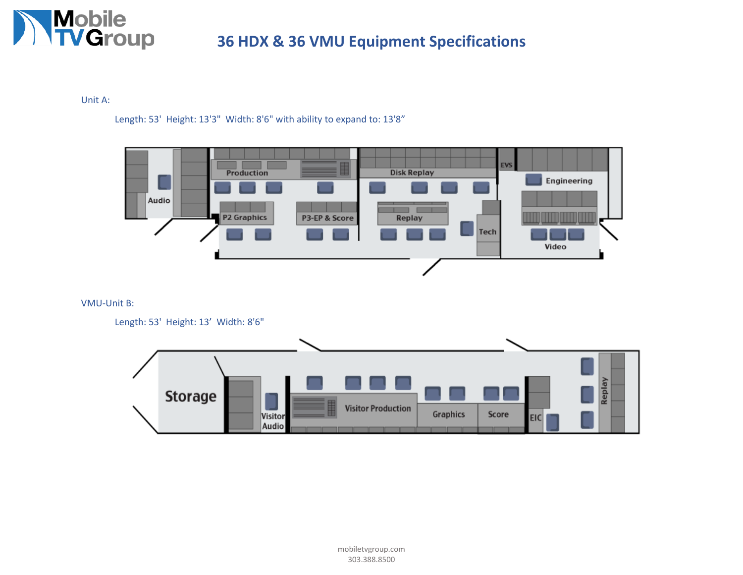# 36 HDX & 36 VMU Equipment Specifications

Unit A:

Length: 53'  Height: 13'3"  Width: 8'6" with ability to expand to: 13'8"

Audio

Production

P2 Graphics

P3-EP & Score

Disk Replay

Replay

Tech

EVS

Engineering

Video

VMU-Unit B:

Length: 53'  Height: 13'  Width: 8'6"

Storage

Visitor Audio

Visitor Production

Graphics

Score

EIC

Replay

mobiletvgroup.com
303.388.8500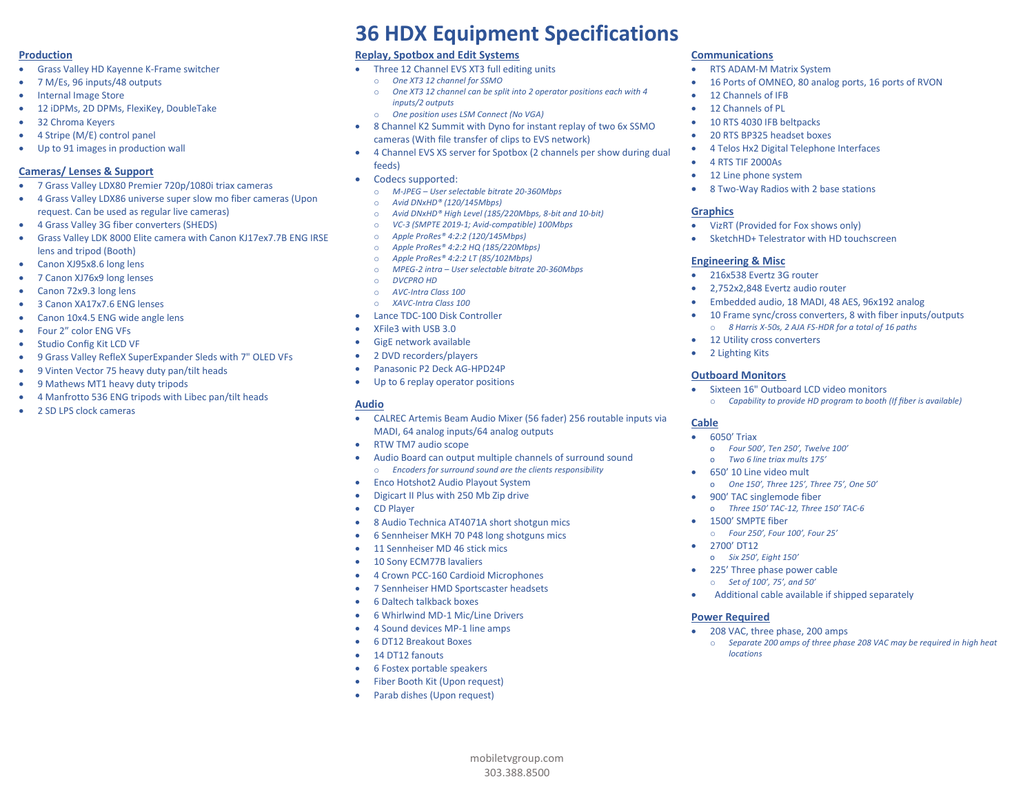# 36 HDX Equipment Specifications

## Production

- Grass Valley HD Kayenne K-Frame switcher
- 7 M/Es, 96 inputs/48 outputs
- Internal Image Store
- 12 iDPMs, 2D DPMs, FlexiKey, DoubleTake
- 32 Chroma Keyers
- 4 Stripe (M/E) control panel
- Up to 91 images in production wall

## Cameras/ Lenses & Support

- 7 Grass Valley LDX80 Premier 720p/1080i triax cameras
- 4 Grass Valley LDX86 universe super slow mo fiber cameras (Upon request. Can be used as regular live cameras)
- 4 Grass Valley 3G fiber converters (SHEDS)
- Grass Valley LDK 8000 Elite camera with Canon KJ17ex7.7B ENG IRSE lens and tripod (Booth)
- Canon XJ95x8.6 long lens
- 7 Canon XJ76x9 long lenses
- Canon 72x9.3 long lens
- 3 Canon XA17x7.6 ENG lenses
- Canon 10x4.5 ENG wide angle lens
- Four 2" color ENG VFs
- Studio Config Kit LCD VF
- 9 Grass Valley RefleX SuperExpander Sleds with 7" OLED VFs
- 9 Vinten Vector 75 heavy duty pan/tilt heads
- 9 Mathews MT1 heavy duty tripods
- 4 Manfrotto 536 ENG tripods with Libec pan/tilt heads
- 2 SD LPS clock cameras

## Replay, Spotbox and Edit Systems

- Three 12 Channel EVS XT3 full editing units
  - *One XT3 12 channel for SSMO*
  - *One XT3 12 channel can be split into 2 operator positions each with 4 inputs/2 outputs*
  - *One position uses LSM Connect (No VGA)*
- 8 Channel K2 Summit with Dyno for instant replay of two 6x SSMO cameras (With file transfer of clips to EVS network)
- 4 Channel EVS XS server for Spotbox (2 channels per show during dual feeds)
- Codecs supported:
  - *M-JPEG – User selectable bitrate 20-360Mbps*
  - *Avid DNxHD® (120/145Mbps)*
  - *Avid DNxHD® High Level (185/220Mbps, 8-bit and 10-bit)*
  - *VC-3 (SMPTE 2019-1; Avid-compatible) 100Mbps*
  - *Apple ProRes® 4:2:2 (120/145Mbps)*
  - *Apple ProRes® 4:2:2 HQ (185/220Mbps)*
  - *Apple ProRes® 4:2:2 LT (85/102Mbps)*
  - *MPEG-2 intra – User selectable bitrate 20-360Mbps*
  - *DVCPRO HD*
  - *AVC-Intra Class 100*
  - *XAVC-Intra Class 100*
- Lance TDC-100 Disk Controller
- XFile3 with USB 3.0
- GigE network available
- 2 DVD recorders/players
- Panasonic P2 Deck AG-HPD24P
- Up to 6 replay operator positions

## Audio

- CALREC Artemis Beam Audio Mixer (56 fader) 256 routable inputs via MADI, 64 analog inputs/64 analog outputs
- RTW TM7 audio scope
- Audio Board can output multiple channels of surround sound
  - *Encoders for surround sound are the clients responsibility*
- Enco Hotshot2 Audio Playout System
- Digicart II Plus with 250 Mb Zip drive
- CD Player
- 8 Audio Technica AT4071A short shotgun mics
- 6 Sennheiser MKH 70 P48 long shotguns mics
- 11 Sennheiser MD 46 stick mics
- 10 Sony ECM77B lavaliers
- 4 Crown PCC-160 Cardioid Microphones
- 7 Sennheiser HMD Sportscaster headsets
- 6 Daltech talkback boxes
- 6 Whirlwind MD-1 Mic/Line Drivers
- 4 Sound devices MP-1 line amps
- 6 DT12 Breakout Boxes
- 14 DT12 fanouts
- 6 Fostex portable speakers
- Fiber Booth Kit (Upon request)
- Parab dishes (Upon request)

## Communications

- RTS ADAM-M Matrix System
- 16 Ports of OMNEO, 80 analog ports, 16 ports of RVON
- 12 Channels of IFB
- 12 Channels of PL
- 10 RTS 4030 IFB beltpacks
- 20 RTS BP325 headset boxes
- 4 Telos Hx2 Digital Telephone Interfaces
- 4 RTS TIF 2000As
- 12 Line phone system
- 8 Two-Way Radios with 2 base stations

## Graphics

- VizRT (Provided for Fox shows only)
- SketchHD+ Telestrator with HD touchscreen

## Engineering & Misc

- 216x538 Evertz 3G router
- 2,752x2,848 Evertz audio router
- Embedded audio, 18 MADI, 48 AES, 96x192 analog
- 10 Frame sync/cross converters, 8 with fiber inputs/outputs
  - *8 Harris X-50s, 2 AJA FS-HDR for a total of 16 paths*
- 12 Utility cross converters
- 2 Lighting Kits

## Outboard Monitors

- Sixteen 16" Outboard LCD video monitors
  - *Capability to provide HD program to booth (If fiber is available)*

## Cable

- 6050' Triax
  - *Four 500', Ten 250', Twelve 100'*
  - *Two 6 line triax mults 175'*
- 650' 10 Line video mult
  - *One 150', Three 125', Three 75', One 50'*
- 900' TAC singlemode fiber
  - *Three 150' TAC-12, Three 150' TAC-6*
- 1500' SMPTE fiber
  - *Four 250', Four 100', Four 25'*
- 2700' DT12
  - *Six 250', Eight 150'*
- 225' Three phase power cable
  - *Set of 100', 75', and 50'*
- Additional cable available if shipped separately

## Power Required

- 208 VAC, three phase, 200 amps
  - *Separate 200 amps of three phase 208 VAC may be required in high heat locations*

mobiletvgroup.com
303.388.8500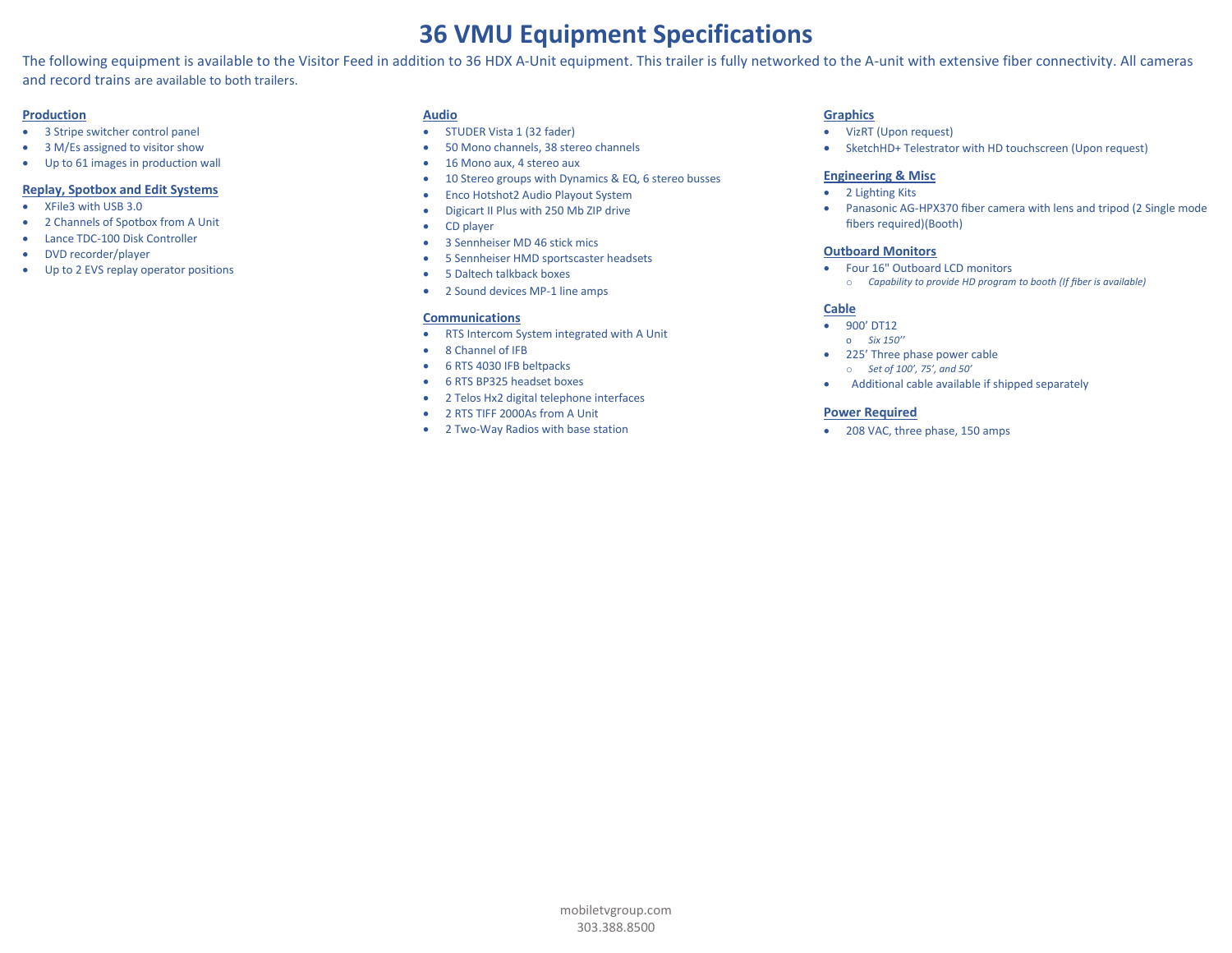# 36 VMU Equipment Specifications

The following equipment is available to the Visitor Feed in addition to 36 HDX A-Unit equipment. This trailer is fully networked to the A-unit with extensive fiber connectivity. All cameras and record trains are available to both trailers.

**Production**

- 3 Stripe switcher control panel
- 3 M/Es assigned to visitor show
- Up to 61 images in production wall

**Replay, Spotbox and Edit Systems**

- XFile3 with USB 3.0
- 2 Channels of Spotbox from A Unit
- Lance TDC-100 Disk Controller
- DVD recorder/player
- Up to 2 EVS replay operator positions

**Audio**

- STUDER Vista 1 (32 fader)
- 50 Mono channels, 38 stereo channels
- 16 Mono aux, 4 stereo aux
- 10 Stereo groups with Dynamics & EQ, 6 stereo busses
- Enco Hotshot2 Audio Playout System
- Digicart II Plus with 250 Mb ZIP drive
- CD player
- 3 Sennheiser MD 46 stick mics
- 5 Sennheiser HMD sportscaster headsets
- 5 Daltech talkback boxes
- 2 Sound devices MP-1 line amps

**Communications**

- RTS Intercom System integrated with A Unit
- 8 Channel of IFB
- 6 RTS 4030 IFB beltpacks
- 6 RTS BP325 headset boxes
- 2 Telos Hx2 digital telephone interfaces
- 2 RTS TIFF 2000As from A Unit
- 2 Two-Way Radios with base station

**Graphics**

- VizRT (Upon request)
- SketchHD+ Telestrator with HD touchscreen (Upon request)

**Engineering & Misc**

- 2 Lighting Kits
- Panasonic AG-HPX370 fiber camera with lens and tripod (2 Single mode fibers required)(Booth)

**Outboard Monitors**

- Four 16" Outboard LCD monitors
  - *Capability to provide HD program to booth (If fiber is available)*

**Cable**

- 900' DT12
  - *Six 150''*
- 225' Three phase power cable
  - *Set of 100', 75', and 50'*
- Additional cable available if shipped separately

**Power Required**

- 208 VAC, three phase, 150 amps

mobiletvgroup.com
303.388.8500